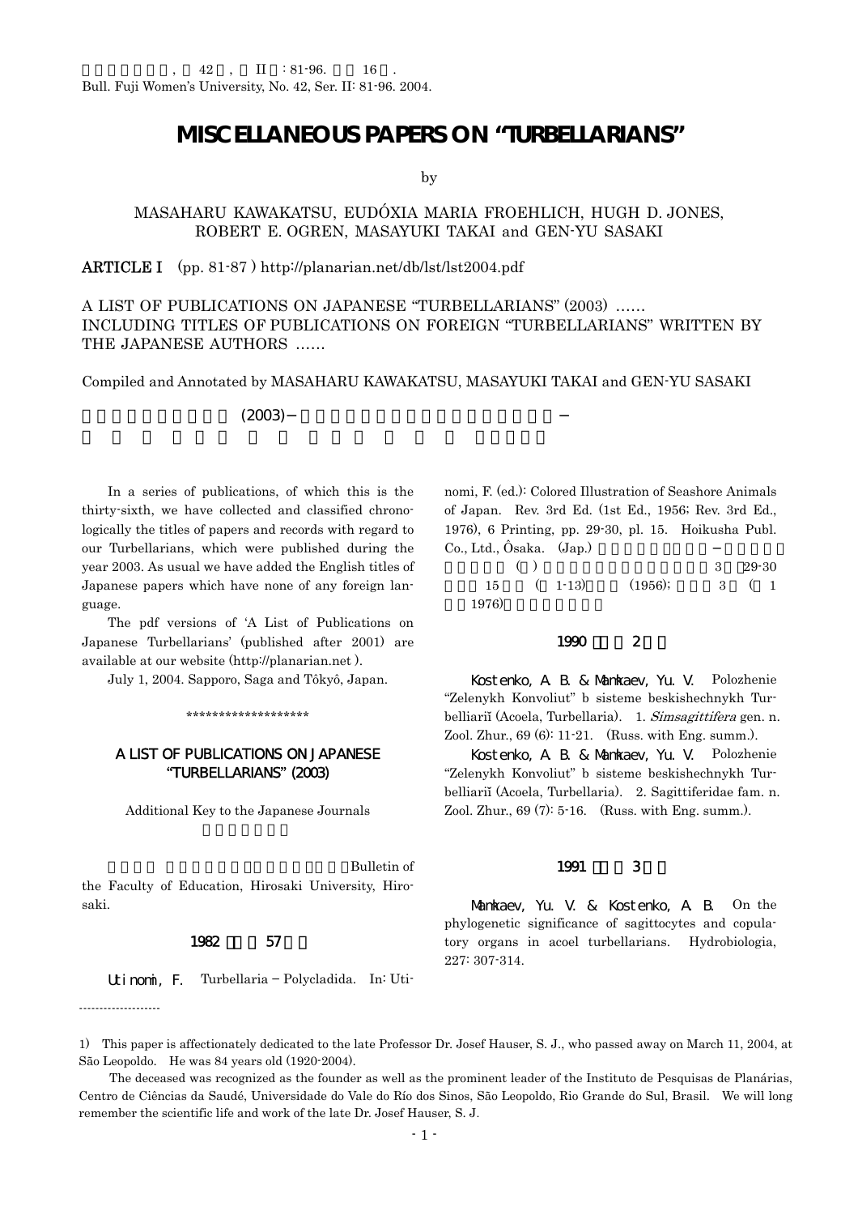# MISCELLANEOUS PAPERS ON "TURBELLARIANS"

by

MASAHARU KAWAKATSU, EUDÓXIA MARIA FROEHLICH, HUGH D. JONES, ROBERT E. OGREN, MASAYUKI TAKAI and GEN-YU SASAKI

**ARTICLE I** (pp. 81-87) http://planarian.net/db/lst/lst2004.pdf

A LIST OF PUBLICATIONS ON JAPANESE "TURBELLARIANS" (2003) …… INCLUDING TITLES OF PUBLICATIONS ON FOREIGN "TURBELLARIANS" WRITTEN BY THE JAPANESE AUTHORS ……

Compiled and Annotated by MASAHARU KAWAKATSU, MASAYUKI TAKAI and GEN-YU SASAKI

(2003)

In a series of publications, of which this is the thirty-sixth, we have collected and classified chronologically the titles of papers and records with regard to our Turbellarians, which were published during the year 2003. As usual we have added the English titles of Japanese papers which have none of any foreign language.

The pdf versions of 'A List of Publications on Japanese Turbellarians' (published after 2001) are available at our website (http://planarian.net).

July 1, 2004. Sapporo, Saga and Tôkyô, Japan.

\*\*\*\*\*\*\*\*\*\*\*\*\*\*\*\*\*\*\*\*

## A LIST OF PUBLICATIONS ON JAPANESE "TURBELLARIANS" (2003)

Additional Key to the Japanese Journals

Bulletin of the Faculty of Education, Hirosaki University, Hirosaki.

### 1982 57

Utinomi, F. Turbellaria – Polycladida. In: Utinomi, F. (ed.): Colored Illustration of Seashore Animals of Japan. Rev. 3rd Ed. (1st Ed., 1956; Rev. 3rd Ed., 1976), 6 Printing, pp. 29-30, pl. 15. Hoikusha Publ. Co., Ltd., Ôsaka. (Jap.) 3 29-30 15 ( 1-13) (1956); 3 ( 1 1976)

### 1990 2

Kostenko, A. B. & Mamkaev, Yu. V. Polozhenie "Zelenykh Konvoliut" b sisteme beskishechnykh Turbelliariĭ (Acoela, Turbellaria). 1. *Simsagittifera* gen. n. Zool. Zhur., 69 (6): 11-21. (Russ. with Eng. summ.).

Kostenko, A. B. & Mamkaev, Yu. V. Polozhenie "Zelenykh Konvoliut" b sisteme beskishechnykh Turbelliariĭ (Acoela, Turbellaria). 2. Sagittiferidae fam. n. Zool. Zhur., 69 (7): 5-16. (Russ. with Eng. summ.).

### 1991 3

Mamkaev, Yu. V. & Kostenko, A. B. On the phylogenetic significance of sagittocytes and copulatory organs in acoel turbellarians. Hydrobiologia, 227: 307-314.

---

1) This paper is affectionately dedicated to the late Professor Dr. Josef Hauser, S. J., who passed away on March 11, 2004, at São Leopoldo. He was 84 years old (1920-2004).

The deceased was recognized as the founder as well as the prominent leader of the Instituto de Pesquisas de Planárias, Centro de Ciências da Saudé, Universidade do Vale do Río dos Sinos, São Leopoldo, Rio Grande do Sul, Brasil. We will long remember the scientific life and work of the late Dr. Josef Hauser, S. J.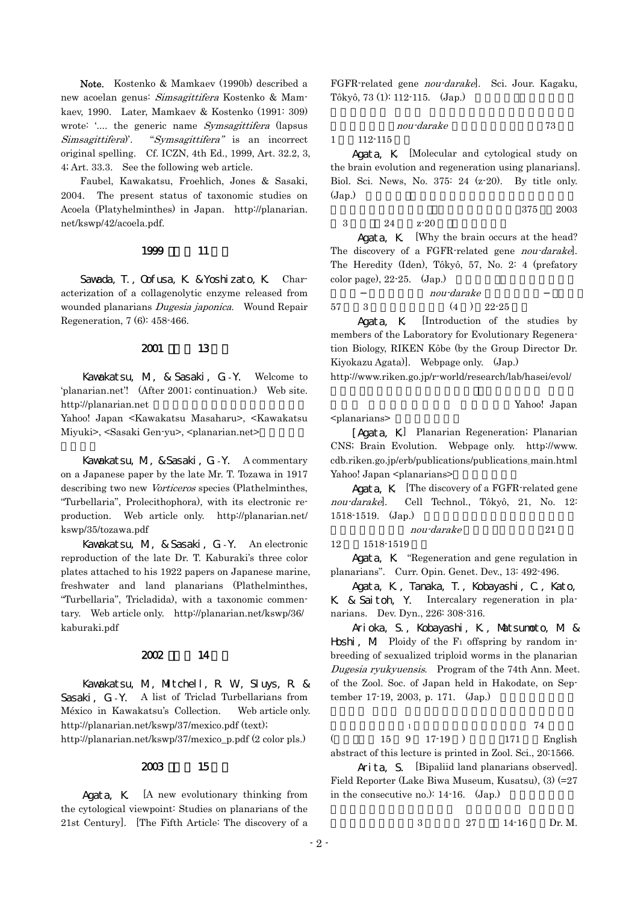**Note.** Kostenko & Mamkaev (1990b) described a new acoelan genus: *Simsagittifera* Kostenko & Mamkaev, 1990. Later, Mamkaev & Kostenko (1991: 309) wrote: '.... the generic name *Symsagittifera* (lapsus *Simsagittifera*)'. "*Symsagittifera"* is an incorrect original spelling. Cf. ICZN, 4th Ed., 1999, Art. 32.2, 3, 4; Art. 33.3. See the following web article.

Faubel, Kawakatsu, Froehlich, Jones & Sasaki, 2004. The present status of taxonomic studies on Acoela (Platyhelminthes) in Japan. http://planarian.net/kswp/42/acoela.pdf.

## 1999 11

**Sawada, T., Oofusa, K. & Yoshizato, K.** Characterization of a collagenolytic enzyme released from wounded planarians *Dugesia japonica*. Wound Repair Regeneration, 7 (6): 458-466.

## 2001 13

**Kawakatsu, M., & Sasaki, G.-Y.** Welcome to 'planarian.net'! (After 2001; continuation.) Web site. http://planarian.net Yahoo! Japan <Kawakatsu Masaharu>, <Kawakatsu Miyuki>, <Sasaki Gen-yu>, <planarian.net>

**Kawakatsu, M., & Sasaki, G.-Y.** A commentary on a Japanese paper by the late Mr. T. Tozawa in 1917 describing two new *Vorticeros* species (Plathelminthes, "Turbellaria", Prolecithophora), with its electronic reproduction. Web article only. http://planarian.net/kswp/35/tozawa.pdf

**Kawakatsu, M., & Sasaki, G.-Y.** An electronic reproduction of the late Dr. T. Kaburaki's three color plates attached to his 1922 papers on Japanese marine, freshwater and land planarians (Plathelminthes, "Turbellaria", Tricladida), with a taxonomic commentary. Web article only. http://planarian.net/kswp/36/kaburaki.pdf

## 2002 14

**Kawakatsu, M., Mitchell, R. W., Sluys, R. & Sasaki, G.-Y.** A list of Triclad Turbellarians from México in Kawakatsu's Collection. Web article only. http://planarian.net/kswp/37/mexico.pdf (text); http://planarian.net/kswp/37/mexico_p.pdf (2 color pls.)

## 2003 15

**Agata, K.** [A new evolutionary thinking from the cytological viewpoint: Studies on planarians of the 21st Century]. [The Fifth Article: The discovery of a FGFR-related gene *nou-darake*]. Sci. Jour. Kagaku, Tôkyô, 73 (1): 112-115. (Jap.) *nou-darake* 73 1 112-115

**Agata, K.** [Molecular and cytological study on the brain evolution and regeneration using planarians]. Biol. Sci. News, No. 375: 24 (z-20). By title only. (Jap.) 375 2003 3 24 z-20

**Agata, K.** [Why the brain occurs at the head? The discovery of a FGFR-related gene *nou-darake*]. The Heredity (Iden), Tôkyô, 57, No. 2: 4 (prefatory color page), 22-25. (Jap.) – *nou-darake* – 57 3 (4 ) 22-25

**Agata, K.** [Introduction of the studies by members of the Laboratory for Evolutionary Regeneration Biology, RIKEN Kôbe (by the Group Director Dr. Kiyokazu Agata)]. Webpage only. (Jap.) http://www.riken.go.jp/r-world/research/lab/hasei/evol/ Yahoo! Japan <planarians>

**[Agata, K.]** Planarian Regeneration; Planarian CNS; Brain Evolution. Webpage only. http://www.cdb.riken.go.jp/erb/publications/publications_main.html Yahoo! Japan <planarians>

**Agata, K.** [The discovery of a FGFR-related gene *nou-darake*]. Cell Technol., Tôkyô, 21, No. 12: 1518-1519. (Jap.) *nou-darake* 21 12 1518-1519

**Agata, K.** "Regeneration and gene regulation in planarians". Curr. Opin. Genet. Dev., 13: 492-496.

**Agata, K., Tanaka, T., Kobayashi, C., Kato, K. & Saitoh, Y.** Intercalary regeneration in planarians. Dev. Dyn., 226: 308-316.

**Arioka, S., Kobayashi, K., Matsumoto, M. & Hoshi, M.** Ploidy of the F1 offspring by random inbreeding of sexualized triploid worms in the planarian *Dugesia ryukyuensis*. Program of the 74th Ann. Meet. of the Zool. Soc. of Japan held in Hakodate, on September 17-19, 2003, p. 171. (Jap.) 1 74 ( 15 9 17-19 ) 171 English abstract of this lecture is printed in Zool. Sci., 20:1566.

**Arita, S.** [Bipaliid land planarians observed]. Field Reporter (Lake Biwa Museum, Kusatsu), (3) (=27 in the consecutive no.): 14-16. (Jap.) 3 27 14-16 Dr. M.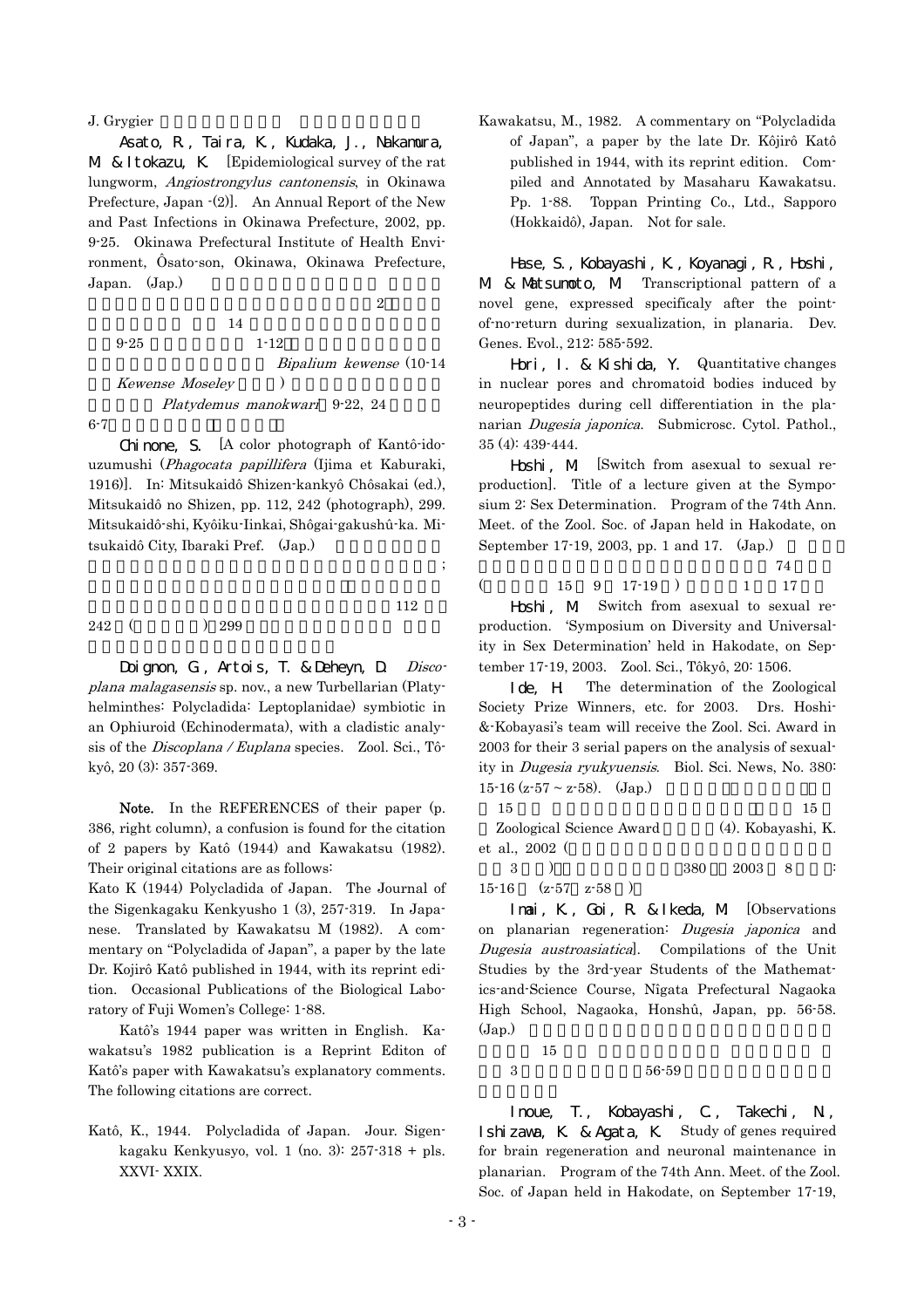J. Grygier

Asato, R., Taira, K., Kudaka, J., Nakamura, M. & Itokazu, K. [Epidemiological survey of the rat lungworm, *Angiostrongylus cantonensis*, in Okinawa Prefecture, Japan -(2)]. An Annual Report of the New and Past Infections in Okinawa Prefecture, 2002, pp. 9-25. Okinawa Prefectural Institute of Health Environment, Ôsato-son, Okinawa, Okinawa Prefecture, Japan. (Jap.)

2

14

9-25 1-12

*Bipalium kewense* (10-14

*Kewense Moseley* )

*Platydemus manokwari* 9-22, 24

6-7

Chinone, S. [A color photograph of Kantô-idouzumushi (*Phagocata papillifera* (Ijima et Kaburaki, 1916)]. In: Mitsukaidô Shizen-kankyô Chôsakai (ed.), Mitsukaidô no Shizen, pp. 112, 242 (photograph), 299. Mitsukaidô-shi, Kyôiku-Iinkai, Shôgai-gakushû-ka. Mitsukaidô City, Ibaraki Pref. (Jap.)

;

112

242 ( ) 299

Doignon, G., Artois, T. & Deheyn, D. *Discoplana malagasensis* sp. nov., a new Turbellarian (Platyhelminthes: Polycladida: Leptoplanidae) symbiotic in an Ophiuroid (Echinodermata), with a cladistic analysis of the *Discoplana / Euplana* species. Zool. Sci., Tôkyô, 20 (3): 357-369.

**Note.** In the REFERENCES of their paper (p. 386, right column), a confusion is found for the citation of 2 papers by Katô (1944) and Kawakatsu (1982). Their original citations are as follows:

Kato K (1944) Polycladida of Japan. The Journal of the Sigenkagaku Kenkyusho 1 (3), 257-319. In Japanese. Translated by Kawakatsu M (1982). A commentary on "Polycladida of Japan", a paper by the late Dr. Kojirô Katô published in 1944, with its reprint edition. Occasional Publications of the Biological Laboratory of Fuji Women's College: 1-88.

Katô's 1944 paper was written in English. Kawakatsu's 1982 publication is a Reprint Editon of Katô's paper with Kawakatsu's explanatory comments. The following citations are correct.

Katô, K., 1944. Polycladida of Japan. Jour. Sigenkagaku Kenkyusyo, vol. 1 (no. 3): 257-318 + pls. XXVI- XXIX.

Kawakatsu, M., 1982. A commentary on "Polycladida of Japan", a paper by the late Dr. Kôjirô Katô published in 1944, with its reprint edition. Compiled and Annotated by Masaharu Kawakatsu. Pp. 1-88. Toppan Printing Co., Ltd., Sapporo (Hokkaidô), Japan. Not for sale.

Hase, S., Kobayashi, K., Koyanagi, R., Hoshi, M. & Matsumoto, M. Transcriptional pattern of a novel gene, expressed specificaly after the point-of-no-return during sexualization, in planaria. Dev. Genes. Evol., 212: 585-592.

Hori, I. & Kishida, Y. Quantitative changes in nuclear pores and chromatoid bodies induced by neuropeptides during cell differentiation in the planarian *Dugesia japonica*. Submicrosc. Cytol. Pathol., 35 (4): 439-444.

Hoshi, M. [Switch from asexual to sexual reproduction]. Title of a lecture given at the Symposium 2: Sex Determination. Program of the 74th Ann. Meet. of the Zool. Soc. of Japan held in Hakodate, on September 17-19, 2003, pp. 1 and 17. (Jap.)

74

( 15 9 17-19 ) 1 17

Hoshi, M. Switch from asexual to sexual reproduction. 'Symposium on Diversity and Universality in Sex Determination' held in Hakodate, on September 17-19, 2003. Zool. Sci., Tôkyô, 20: 1506.

Ide, H. The determination of the Zoological Society Prize Winners, etc. for 2003. Drs. Hoshi-&-Kobayasi's team will receive the Zool. Sci. Award in 2003 for their 3 serial papers on the analysis of sexuality in *Dugesia ryukyuensis*. Biol. Sci. News, No. 380: 15-16 (z-57 ~ z-58). (Jap.)

15 15

Zoological Science Award (4). Kobayashi, K. et al., 2002 (

3 ) 380 2003 8 :

15-16 (z-57 z-58 )

Imai, K., Goi, R. & Ikeda, M. [Observations on planarian regeneration: *Dugesia japonica* and *Dugesia austroasiatica*]. Compilations of the Unit Studies by the 3rd-year Students of the Mathematics-and-Science Course, Nîgata Prefectural Nagaoka High School, Nagaoka, Honshû, Japan, pp. 56-58. (Jap.)

15

3 56-59

Inoue, T., Kobayashi, C., Takechi, N., Ishizawa, K. & Agata, K. Study of genes required for brain regeneration and neuronal maintenance in planarian. Program of the 74th Ann. Meet. of the Zool. Soc. of Japan held in Hakodate, on September 17-19,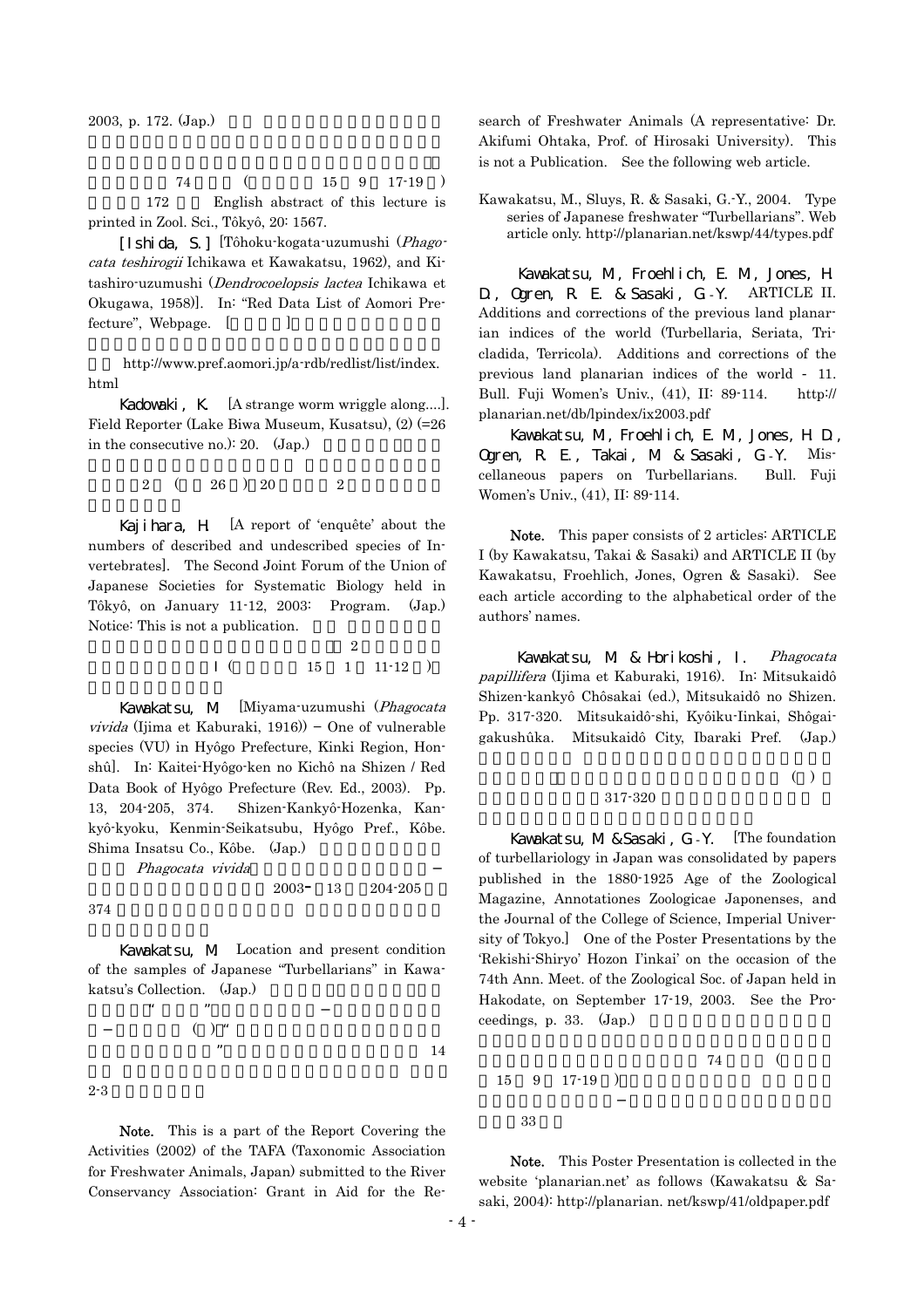2003, p. 172. (Jap.)

74 ( 15 9 17-19 )

172 English abstract of this lecture is printed in Zool. Sci., Tôkyô, 20: 1567.

**[Ishida, S.]** [Tôhoku-kogata-uzumushi (*Phagocata teshirogii* Ichikawa et Kawakatsu, 1962), and Kitashiro-uzumushi (*Dendrocoelopsis lactea* Ichikawa et Okugawa, 1958)]. In: "Red Data List of Aomori Prefecture", Webpage. [ ]

http://www.pref.aomori.jp/a-rdb/redlist/list/index.html

**Kadowaki, K.** [A strange worm wriggle along....]. Field Reporter (Lake Biwa Museum, Kusatsu), (2) (=26 in the consecutive no.): 20. (Jap.)

2 ( 26 ) 20 2

**Kajihara, H.** [A report of 'enquête' about the numbers of described and undescribed species of Invertebrates]. The Second Joint Forum of the Union of Japanese Societies for Systematic Biology held in Tôkyô, on January 11-12, 2003: Program. (Jap.) Notice: This is not a publication.

2

I ( 15 1 11-12 )

**Kawakatsu, M.** [Miyama-uzumushi (*Phagocata vivida* (Ijima et Kaburaki, 1916)) – One of vulnerable species (VU) in Hyôgo Prefecture, Kinki Region, Honshû]. In: Kaitei-Hyôgo-ken no Kichô na Shizen / Red Data Book of Hyôgo Prefecture (Rev. Ed., 2003). Pp. 13, 204-205, 374. Shizen-Kankyô-Hozenka, Kankyô-kyoku, Kenmin-Seikatsubu, Hyôgo Pref., Kôbe. Shima Insatsu Co., Kôbe. (Jap.)

*Phagocata vivida* –

2003- 13 204-205

374

**Kawakatsu, M.** Location and present condition of the samples of Japanese "Turbellarians" in Kawakatsu's Collection. (Jap.)

" " –

– ( ) "

" 14

2-3

**Note.** This is a part of the Report Covering the Activities (2002) of the TAFA (Taxonomic Association for Freshwater Animals, Japan) submitted to the River Conservancy Association: Grant in Aid for the Research of Freshwater Animals (A representative: Dr. Akifumi Ohtaka, Prof. of Hirosaki University). This is not a Publication. See the following web article.

Kawakatsu, M., Sluys, R. & Sasaki, G.-Y., 2004. Type series of Japanese freshwater "Turbellarians". Web article only. http://planarian.net/kswp/44/types.pdf

**Kawakatsu, M., Froehlich, E. M., Jones, H. D., Ogren, R. E. & Sasaki, G.-Y.** ARTICLE II. Additions and corrections of the previous land planarian indices of the world (Turbellaria, Seriata, Tricladida, Terricola). Additions and corrections of the previous land planarian indices of the world - 11. Bull. Fuji Women's Univ., (41), II: 89-114. http://planarian.net/db/lpindex/ix2003.pdf

**Kawakatsu, M., Froehlich, E. M., Jones, H. D., Ogren, R. E., Takai, M. & Sasaki, G.-Y.** Miscellaneous papers on Turbellarians. Bull. Fuji Women's Univ., (41), II: 89-114.

**Note.** This paper consists of 2 articles: ARTICLE I (by Kawakatsu, Takai & Sasaki) and ARTICLE II (by Kawakatsu, Froehlich, Jones, Ogren & Sasaki). See each article according to the alphabetical order of the authors' names.

**Kawakatsu, M. & Horikoshi, I.** *Phagocata papillifera* (Ijima et Kaburaki, 1916). In: Mitsukaidô Shizen-kankyô Chôsakai (ed.), Mitsukaidô no Shizen. Pp. 317-320. Mitsukaidô-shi, Kyôiku-Iinkai, Shôgaigakushûka. Mitsukaidô City, Ibaraki Pref. (Jap.)

( )

317-320

**Kawakatsu, M. & Sasaki, G.-Y.** [The foundation of turbellariology in Japan was consolidated by papers published in the 1880-1925 Age of the Zoological Magazine, Annotationes Zoologicae Japonenses, and the Journal of the College of Science, Imperial University of Tokyo.] One of the Poster Presentations by the 'Rekishi-Shiryo' Hozon I'inkai' on the occasion of the 74th Ann. Meet. of the Zoological Soc. of Japan held in Hakodate, on September 17-19, 2003. See the Proceedings, p. 33. (Jap.)

74 (

15 9 17-19 )

–

33

**Note.** This Poster Presentation is collected in the website 'planarian.net' as follows (Kawakatsu & Sasaki, 2004): http://planarian. net/kswp/41/oldpaper.pdf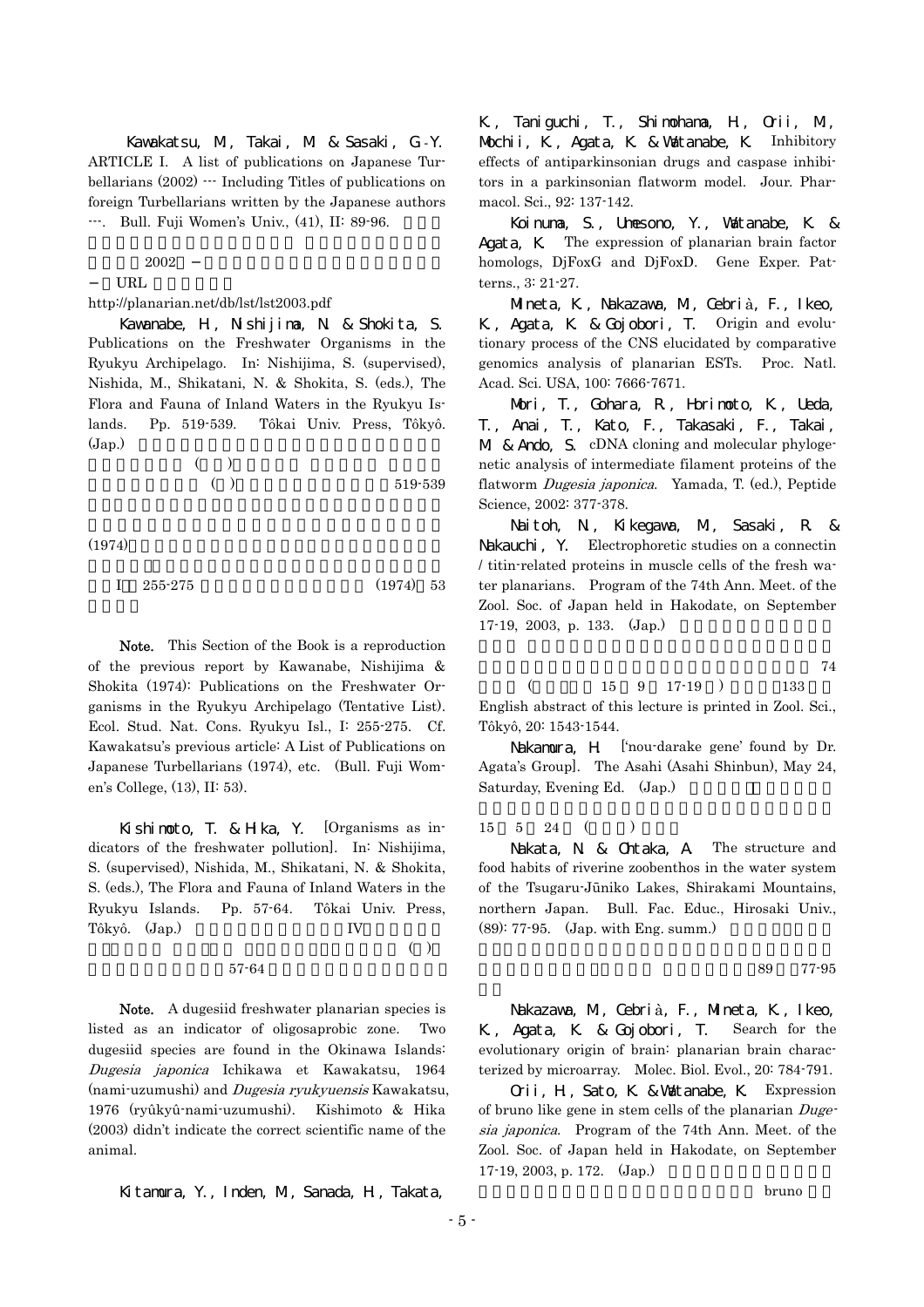Kawakatsu, M., Takai, M. & Sasaki, G.-Y. ARTICLE I. A list of publications on Japanese Turbellarians (2002) --- Including Titles of publications on foreign Turbellarians written by the Japanese authors ---. Bull. Fuji Women's Univ., (41), II: 89-96.

2002 −

− URL

http://planarian.net/db/lst/lst2003.pdf

Kawanabe, H., Nishijima, N. & Shokita, S. Publications on the Freshwater Organisms in the Ryukyu Archipelago. In: Nishijima, S. (supervised), Nishida, M., Shikatani, N. & Shokita, S. (eds.), The Flora and Fauna of Inland Waters in the Ryukyu Islands. Pp. 519-539. Tôkai Univ. Press, Tôkyô. (Jap.)

( ) ( ) 519-539

(1974)

I 255-275 (1974) 53

**Note.** This Section of the Book is a reproduction of the previous report by Kawanabe, Nishijima & Shokita (1974): Publications on the Freshwater Organisms in the Ryukyu Archipelago (Tentative List). Ecol. Stud. Nat. Cons. Ryukyu Isl., I: 255-275. Cf. Kawakatsu's previous article: A List of Publications on Japanese Turbellarians (1974), etc. (Bull. Fuji Women's College, (13), II: 53).

Kishimoto, T. & Hika, Y. [Organisms as indicators of the freshwater pollution]. In: Nishijima, S. (supervised), Nishida, M., Shikatani, N. & Shokita, S. (eds.), The Flora and Fauna of Inland Waters in the Ryukyu Islands. Pp. 57-64. Tôkai Univ. Press, Tôkyô. (Jap.) IV ( ) 57-64

**Note.** A dugesiid freshwater planarian species is listed as an indicator of oligosaprobic zone. Two dugesiid species are found in the Okinawa Islands: *Dugesia japonica* Ichikawa et Kawakatsu, 1964 (nami-uzumushi) and *Dugesia ryukyuensis* Kawakatsu, 1976 (ryûkyû-nami-uzumushi). Kishimoto & Hika (2003) didn't indicate the correct scientific name of the animal.

Kitamura, Y., Inden, M., Sanada, H., Takata, K., Taniguchi, T., Shimohama, H., Orii, M., Mochii, K., Agata, K. & Watanabe, K. Inhibitory effects of antiparkinsonian drugs and caspase inhibitors in a parkinsonian flatworm model. Jour. Pharmacol. Sci., 92: 137-142.

Koinuma, S., Umesono, Y., Watanabe, K. & Agata, K. The expression of planarian brain factor homologs, DjFoxG and DjFoxD. Gene Exper. Patterns., 3: 21-27.

Mineta, K., Nakazawa, M., Cebrià, F., Ikeo, K., Agata, K. & Gojobori, T. Origin and evolutionary process of the CNS elucidated by comparative genomics analysis of planarian ESTs. Proc. Natl. Acad. Sci. USA, 100: 7666-7671.

Mori, T., Gohara, R., Horimoto, K., Ueda, T., Anai, T., Kato, F., Takasaki, F., Takai, M. & Ando, S. cDNA cloning and molecular phylogenetic analysis of intermediate filament proteins of the flatworm *Dugesia japonica*. Yamada, T. (ed.), Peptide Science, 2002: 377-378.

Naitoh, N., Kikegawa, M., Sasaki, R. & Nakauchi, Y. Electrophoretic studies on a connectin / titin-related proteins in muscle cells of the fresh water planarians. Program of the 74th Ann. Meet. of the Zool. Soc. of Japan held in Hakodate, on September 17-19, 2003, p. 133. (Jap.)

74 ( 15 9 17-19 ) 133

English abstract of this lecture is printed in Zool. Sci., Tôkyô, 20: 1543-1544.

Nakamura, H. ['nou-darake gene' found by Dr. Agata's Group]. The Asahi (Asahi Shinbun), May 24, Saturday, Evening Ed. (Jap.)

15 5 24 ( )

Nakata, N. & Ohtaka, A. The structure and food habits of riverine zoobenthos in the water system of the Tsugaru-Jūniko Lakes, Shirakami Mountains, northern Japan. Bull. Fac. Educ., Hirosaki Univ., (89): 77-95. (Jap. with Eng. summ.)

89 77-95

Nakazawa, M., Cebrià, F., Mineta, K., Ikeo, K., Agata, K. & Gojobori, T. Search for the evolutionary origin of brain: planarian brain characterized by microarray. Molec. Biol. Evol., 20: 784-791.

Orii, H., Sato, K. & Watanabe, K. Expression of bruno like gene in stem cells of the planarian *Dugesia japonica*. Program of the 74th Ann. Meet. of the Zool. Soc. of Japan held in Hakodate, on September 17-19, 2003, p. 172. (Jap.)

bruno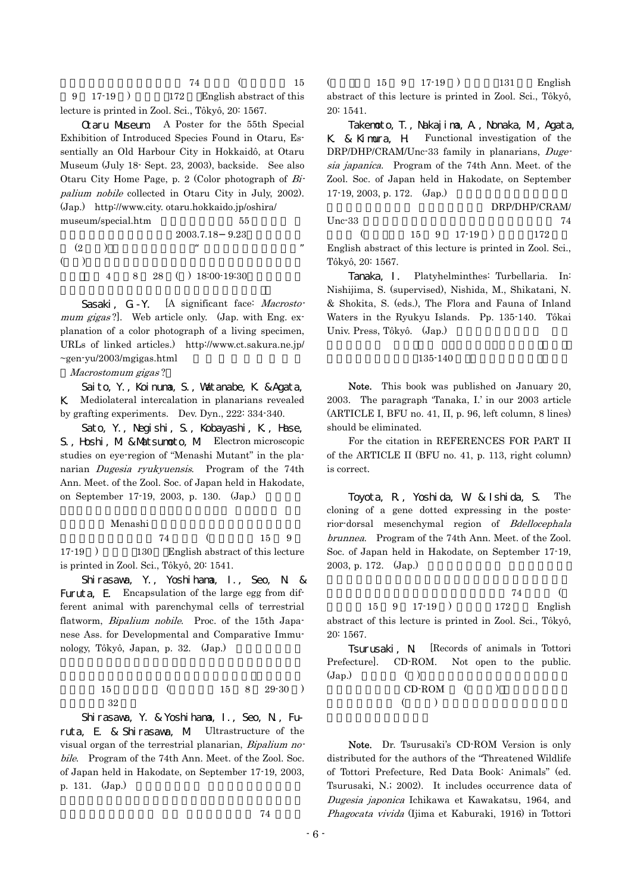74 (15 9 17-19 ) 172 English abstract of this lecture is printed in Zool. Sci., Tôkyô, 20: 1567.

**Otaru Museum.** A Poster for the 55th Special Exhibition of Introduced Species Found in Otaru, Essentially an Old Harbour City in Hokkaidô, at Otaru Museum (July 18- Sept. 23, 2003), backside. See also Otaru City Home Page, p. 2 (Color photograph of *Bipalium nobile* collected in Otaru City in July, 2002). (Jap.) http://www.city. otaru.hokkaido.jp/oshira/museum/special.htm 55 2003.7.18 – 9.23 (2 ) " " ( ) 4 8 28 ( ) 18:00-19:30

**Sasaki, G.-Y.** [A significant face: *Macrostomum gigas*?]. Web article only. (Jap. with Eng. explanation of a color photograph of a living specimen, URLs of linked articles.) http://www.ct.sakura.ne.jp/~gen-yu/2003/mgigas.html *Macrostomum gigas*?

**Saito, Y., Koinuma, S., Watanabe, K. & Agata, K.** Mediolateral intercalation in planarians revealed by grafting experiments. Dev. Dyn., 222: 334-340.

**Sato, Y., Negishi, S., Kobayashi, K., Hase, S., Hoshi, M. & Matsumoto, M.** Electron microscopic studies on eye-region of "Menashi Mutant" in the planarian *Dugesia ryukyuensis*. Program of the 74th Ann. Meet. of the Zool. Soc. of Japan held in Hakodate, on September 17-19, 2003, p. 130. (Jap.) Menashi 74 (15 9 17-19 ) 130 English abstract of this lecture is printed in Zool. Sci., Tôkyô, 20: 1541.

**Shirasawa, Y., Yoshihama, I., Seo, N. & Furuta, E.** Encapsulation of the large egg from different animal with parenchymal cells of terrestrial flatworm, *Bipalium nobile*. Proc. of the 15th Japanese Ass. for Developmental and Comparative Immunology, Tôkyô, Japan, p. 32. (Jap.) 15 (15 8 29-30 ) 32

**Shirasawa, Y. & Yoshihama, I., Seo, N., Furuta, E. & Shirasawa, M.** Ultrastructure of the visual organ of the terrestrial planarian, *Bipalium nobile*. Program of the 74th Ann. Meet. of the Zool. Soc. of Japan held in Hakodate, on September 17-19, 2003, p. 131. (Jap.) 74 (15 9 17-19 ) 131 English abstract of this lecture is printed in Zool. Sci., Tôkyô, 20: 1541.

**Takemoto, T., Nakajima, A., Nonaka, M., Agata, K. & Kimura, H.** Functional investigation of the DRP/DHP/CRAM/Unc-33 family in planarians, *Dugesia japonica*. Program of the 74th Ann. Meet. of the Zool. Soc. of Japan held in Hakodate, on September 17-19, 2003, p. 172. (Jap.) DRP/DHP/CRAM/Unc-33 74 (15 9 17-19 ) 172 English abstract of this lecture is printed in Zool. Sci., Tôkyô, 20: 1567.

**Tanaka, I.** Platyhelminthes: Turbellaria. In: Nishijima, S. (supervised), Nishida, M., Shikatani, N. & Shokita, S. (eds.), The Flora and Fauna of Inland Waters in the Ryukyu Islands. Pp. 135-140. Tôkai Univ. Press, Tôkyô. (Jap.) 135-140

**Note.** This book was published on January 20, 2003. The paragraph 'Tanaka, I.' in our 2003 article (ARTICLE I, BFU no. 41, II, p. 96, left column, 8 lines) should be eliminated.

For the citation in REFERENCES FOR PART II of the ARTICLE II (BFU no. 41, p. 113, right column) is correct.

**Toyota, R., Yoshida, W. & Ishida, S.** The cloning of a gene dotted expressing in the posterior-dorsal mesenchymal region of *Bdellocephala brunnea*. Program of the 74th Ann. Meet. of the Zool. Soc. of Japan held in Hakodate, on September 17-19, 2003, p. 172. (Jap.) 74 (15 9 17-19 ) 172 English abstract of this lecture is printed in Zool. Sci., Tôkyô, 20: 1567.

**Tsurusaki, N.** [Records of animals in Tottori Prefecture]. CD-ROM. Not open to the public. (Jap.) ( ) CD-ROM ( ) ( )

**Note.** Dr. Tsurusaki's CD-ROM Version is only distributed for the authors of the "Threatened Wildlife of Tottori Prefecture, Red Data Book: Animals" (ed. Tsurusaki, N.; 2002). It includes occurrence data of *Dugesia japonica* Ichikawa et Kawakatsu, 1964, and *Phagocata vivida* (Ijima et Kaburaki, 1916) in Tottori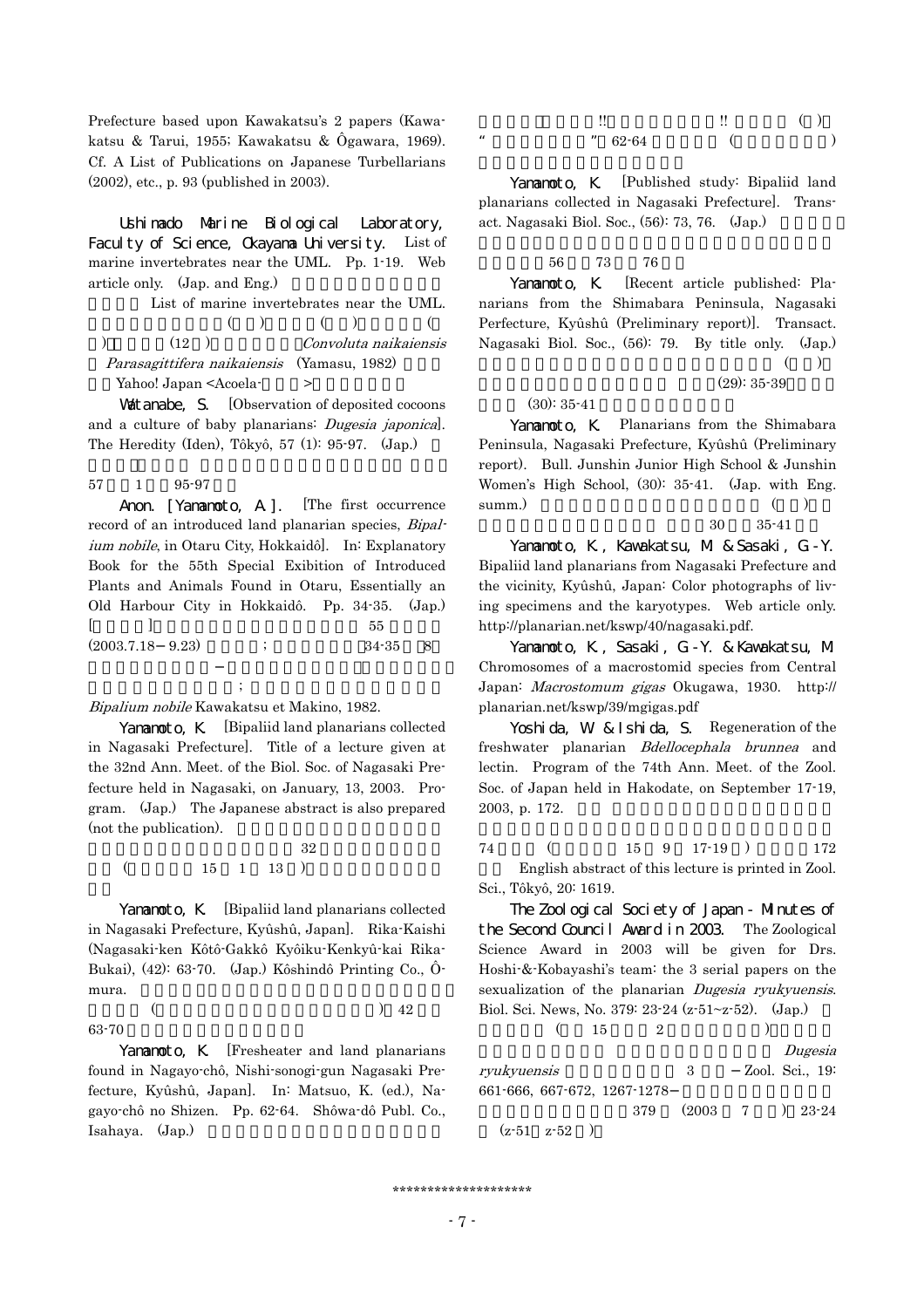Prefecture based upon Kawakatsu's 2 papers (Kawakatsu & Tarui, 1955; Kawakatsu & Ôgawara, 1969). Cf. A List of Publications on Japanese Turbellarians (2002), etc., p. 93 (published in 2003).

**Ushimado Marine Biological Laboratory, Faculty of Science, Okayama University.** List of marine invertebrates near the UML. Pp. 1-19. Web article only. (Jap. and Eng.) List of marine invertebrates near the UML. ( ) ( ) ( ) (12 ) *Convoluta naikaiensis* *Parasagittifera naikaiensis* (Yamasu, 1982) Yahoo! Japan <Acoela- >

**Watanabe, S.** [Observation of deposited cocoons and a culture of baby planarians: *Dugesia japonica*]. The Heredity (Iden), Tôkyô, 57 (1): 95-97. (Jap.) 57 1 95-97

**Anon. [Yamamoto, A.].** [The first occurrence record of an introduced land planarian species, *Bipalium nobile*, in Otaru City, Hokkaidô]. In: Explanatory Book for the 55th Special Exibition of Introduced Plants and Animals Found in Otaru, Essentially an Old Harbour City in Hokkaidô. Pp. 34-35. (Jap.) [ ] 55 (2003.7.18－9.23) ; 34-35 8 － ; *Bipalium nobile* Kawakatsu et Makino, 1982.

**Yamamoto, K.** [Bipaliid land planarians collected in Nagasaki Prefecture]. Title of a lecture given at the 32nd Ann. Meet. of the Biol. Soc. of Nagasaki Prefecture held in Nagasaki, on January, 13, 2003. Program. (Jap.) The Japanese abstract is also prepared (not the publication). 32 ( 15 1 13 )

**Yamamoto, K.** [Bipaliid land planarians collected in Nagasaki Prefecture, Kyûshû, Japan]. Rika-Kaishi (Nagasaki-ken Kôtô-Gakkô Kyôiku-Kenkyû-kai Rika-Bukai), (42): 63-70. (Jap.) Kôshindô Printing Co., Ômura. ( ) 42 63-70

**Yamamoto, K.** [Fresheater and land planarians found in Nagayo-chô, Nishi-sonogi-gun Nagasaki Prefecture, Kyûshû, Japan]. In: Matsuo, K. (ed.), Nagayo-chô no Shizen. Pp. 62-64. Shôwa-dô Publ. Co., Isahaya. (Jap.) !! !! ( ) " " 62-64 ( )

**Yamamoto, K.** [Published study: Bipaliid land planarians collected in Nagasaki Prefecture]. Transact. Nagasaki Biol. Soc., (56): 73, 76. (Jap.) 56 73 76

**Yamamoto, K.** [Recent article published: Planarians from the Shimabara Peninsula, Nagasaki Perfecture, Kyûshû (Preliminary report)]. Transact. Nagasaki Biol. Soc., (56): 79. By title only. (Jap.) ( ) (29): 35-39 (30): 35-41

**Yamamoto, K.** Planarians from the Shimabara Peninsula, Nagasaki Prefecture, Kyûshû (Preliminary report). Bull. Junshin Junior High School & Junshin Women's High School, (30): 35-41. (Jap. with Eng. summ.) ( ) 30 35-41

**Yamamoto, K., Kawakatsu, M. & Sasaki, G.-Y.** Bipaliid land planarians from Nagasaki Prefecture and the vicinity, Kyûshû, Japan: Color photographs of living specimens and the karyotypes. Web article only. http://planarian.net/kswp/40/nagasaki.pdf.

**Yamamoto, K., Sasaki, G.-Y. & Kawakatsu, M.** Chromosomes of a macrostomid species from Central Japan: *Macrostomum gigas* Okugawa, 1930. http://planarian.net/kswp/39/mgigas.pdf

**Yoshida, W. & Ishida, S.** Regeneration of the freshwater planarian *Bdellocephala brunnea* and lectin. Program of the 74th Ann. Meet. of the Zool. Soc. of Japan held in Hakodate, on September 17-19, 2003, p. 172. 74 ( 15 9 17-19 ) 172 English abstract of this lecture is printed in Zool. Sci., Tôkyô, 20: 1619.

**The Zoological Society of Japan - Minutes of the Second Council Award in 2003.** The Zoological Science Award in 2003 will be given for Drs. Hoshi-&-Kobayashi's team: the 3 serial papers on the sexualization of the planarian *Dugesia ryukyuensis*. Biol. Sci. News, No. 379: 23-24 (z-51~z-52). (Jap.) ( 15 2 ) *Dugesia ryukyuensis* 3 －Zool. Sci., 19: 661-666, 667-672, 1267-1278－ 379 (2003 7 ) 23-24 (z-51 z-52 )

*******************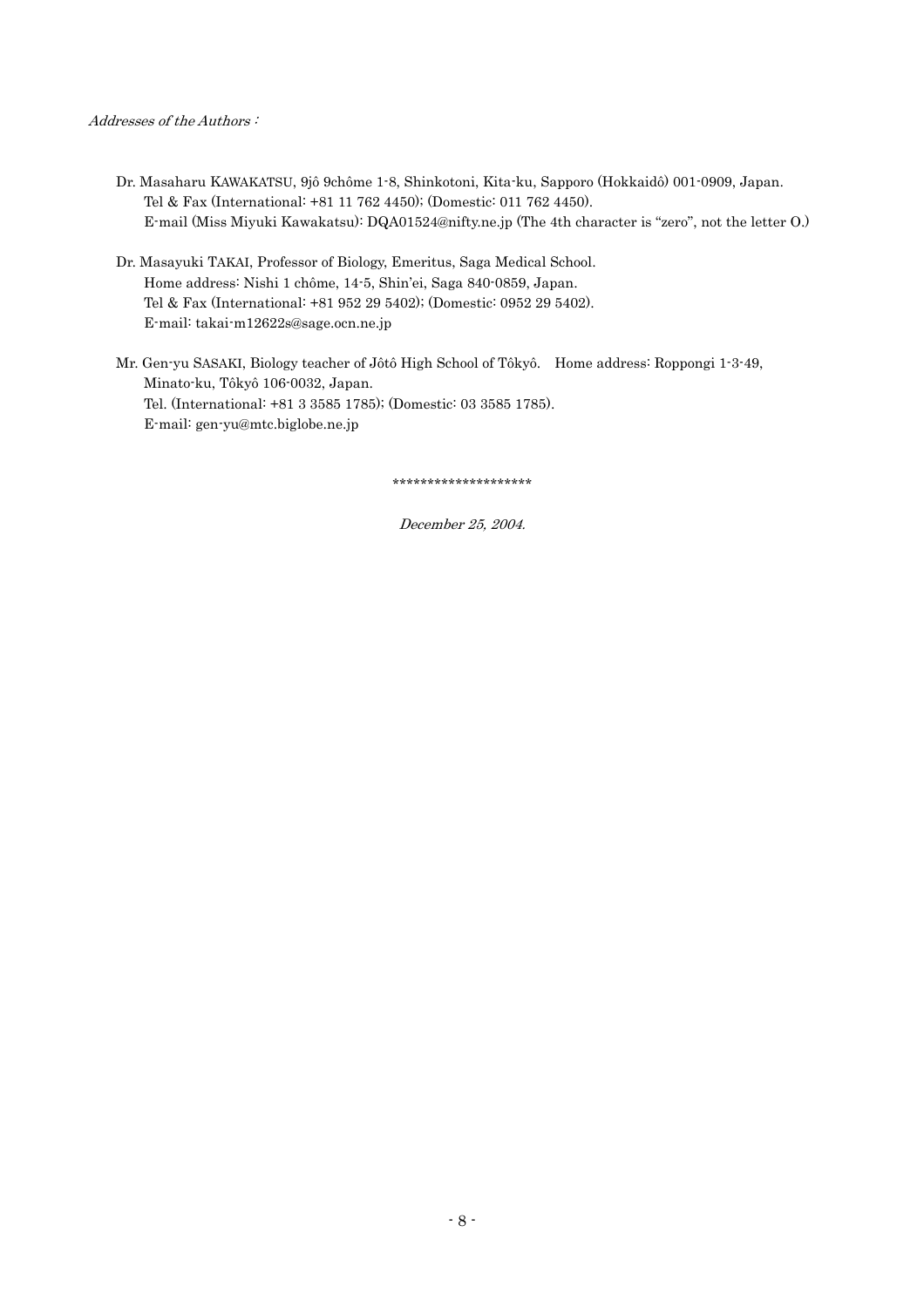*Addresses of the Authors :*

Dr. Masaharu KAWAKATSU, 9jô 9chôme 1-8, Shinkotoni, Kita-ku, Sapporo (Hokkaidô) 001-0909, Japan.
Tel & Fax (International: +81 11 762 4450); (Domestic: 011 762 4450).
E-mail (Miss Miyuki Kawakatsu): DQA01524@nifty.ne.jp (The 4th character is "zero", not the letter O.)

Dr. Masayuki TAKAI, Professor of Biology, Emeritus, Saga Medical School.
Home address: Nishi 1 chôme, 14-5, Shin'ei, Saga 840-0859, Japan.
Tel & Fax (International: +81 952 29 5402); (Domestic: 0952 29 5402).
E-mail: takai-m12622s@sage.ocn.ne.jp

Mr. Gen-yu SASAKI, Biology teacher of Jôtô High School of Tôkyô. Home address: Roppongi 1-3-49, Minato-ku, Tôkyô 106-0032, Japan.
Tel. (International: +81 3 3585 1785); (Domestic: 03 3585 1785).
E-mail: gen-yu@mtc.biglobe.ne.jp

********************

*December 25, 2004.*